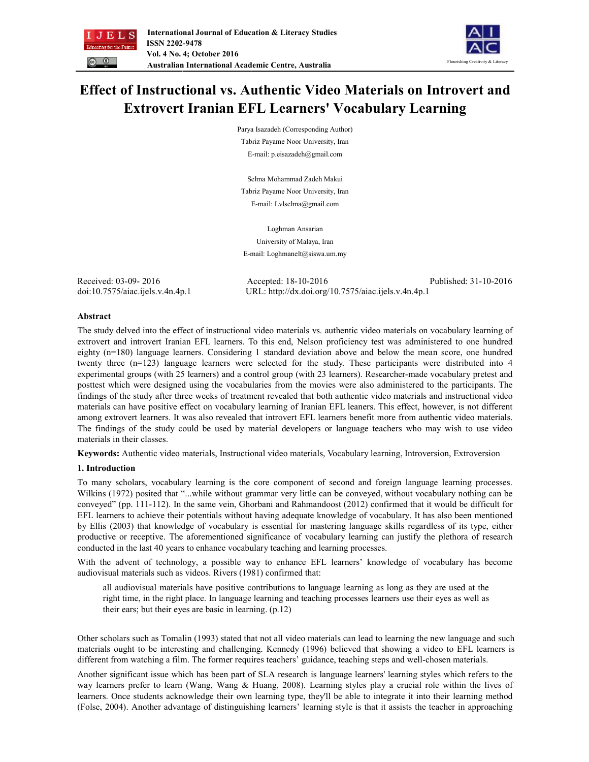# Effect of Instructional vs. Authentic Video Materials on Introvert and Extrovert Iranian EFL Learners' Vocabulary Learning

Parya Isazadeh (Corresponding Author)
Tabriz Payame Noor University, Iran
E-mail: p.eisazadeh@gmail.com

Selma Mohammad Zadeh Makui
Tabriz Payame Noor University, Iran
E-mail: Lvlselma@gmail.com

Loghman Ansarian
University of Malaya, Iran
E-mail: Loghmanelt@siswa.um.my

Received: 03-09- 2016 Accepted: 18-10-2016 Published: 31-10-2016
doi:10.7575/aiac.ijels.v.4n.4p.1 URL: http://dx.doi.org/10.7575/aiac.ijels.v.4n.4p.1

**Abstract**

The study delved into the effect of instructional video materials vs. authentic video materials on vocabulary learning of extrovert and introvert Iranian EFL learners. To this end, Nelson proficiency test was administered to one hundred eighty (n=180) language learners. Considering 1 standard deviation above and below the mean score, one hundred twenty three (n=123) language learners were selected for the study. These participants were distributed into 4 experimental groups (with 25 learners) and a control group (with 23 learners). Researcher-made vocabulary pretest and posttest which were designed using the vocabularies from the movies were also administered to the participants. The findings of the study after three weeks of treatment revealed that both authentic video materials and instructional video materials can have positive effect on vocabulary learning of Iranian EFL leaners. This effect, however, is not different among extrovert learners. It was also revealed that introvert EFL learners benefit more from authentic video materials. The findings of the study could be used by material developers or language teachers who may wish to use video materials in their classes.

**Keywords:** Authentic video materials, Instructional video materials, Vocabulary learning, Introversion, Extroversion

## 1. Introduction

To many scholars, vocabulary learning is the core component of second and foreign language learning processes. Wilkins (1972) posited that "...while without grammar very little can be conveyed, without vocabulary nothing can be conveyed" (pp. 111-112). In the same vein, Ghorbani and Rahmandoost (2012) confirmed that it would be difficult for EFL learners to achieve their potentials without having adequate knowledge of vocabulary. It has also been mentioned by Ellis (2003) that knowledge of vocabulary is essential for mastering language skills regardless of its type, either productive or receptive. The aforementioned significance of vocabulary learning can justify the plethora of research conducted in the last 40 years to enhance vocabulary teaching and learning processes.

With the advent of technology, a possible way to enhance EFL learners' knowledge of vocabulary has become audiovisual materials such as videos. Rivers (1981) confirmed that:

> all audiovisual materials have positive contributions to language learning as long as they are used at the right time, in the right place. In language learning and teaching processes learners use their eyes as well as their ears; but their eyes are basic in learning. (p.12)

Other scholars such as Tomalin (1993) stated that not all video materials can lead to learning the new language and such materials ought to be interesting and challenging. Kennedy (1996) believed that showing a video to EFL learners is different from watching a film. The former requires teachers' guidance, teaching steps and well-chosen materials.

Another significant issue which has been part of SLA research is language learners' learning styles which refers to the way learners prefer to learn (Wang, Wang & Huang, 2008). Learning styles play a crucial role within the lives of learners. Once students acknowledge their own learning type, they'll be able to integrate it into their learning method (Folse, 2004). Another advantage of distinguishing learners' learning style is that it assists the teacher in approaching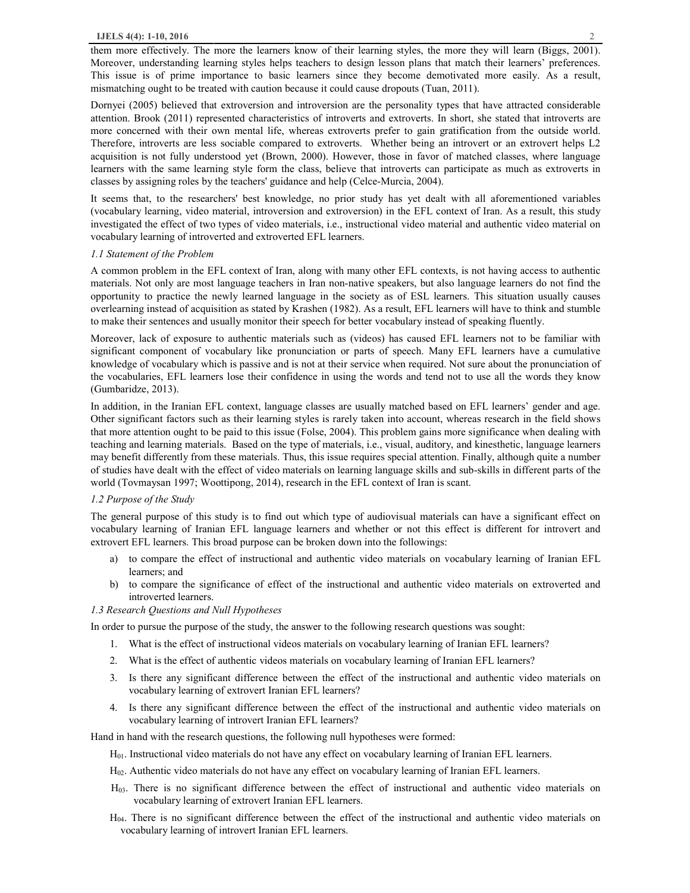them more effectively. The more the learners know of their learning styles, the more they will learn (Biggs, 2001). Moreover, understanding learning styles helps teachers to design lesson plans that match their learners' preferences. This issue is of prime importance to basic learners since they become demotivated more easily. As a result, mismatching ought to be treated with caution because it could cause dropouts (Tuan, 2011).

Dornyei (2005) believed that extroversion and introversion are the personality types that have attracted considerable attention. Brook (2011) represented characteristics of introverts and extroverts. In short, she stated that introverts are more concerned with their own mental life, whereas extroverts prefer to gain gratification from the outside world. Therefore, introverts are less sociable compared to extroverts. Whether being an introvert or an extrovert helps L2 acquisition is not fully understood yet (Brown, 2000). However, those in favor of matched classes, where language learners with the same learning style form the class, believe that introverts can participate as much as extroverts in classes by assigning roles by the teachers' guidance and help (Celce-Murcia, 2004).

It seems that, to the researchers' best knowledge, no prior study has yet dealt with all aforementioned variables (vocabulary learning, video material, introversion and extroversion) in the EFL context of Iran. As a result, this study investigated the effect of two types of video materials, i.e., instructional video material and authentic video material on vocabulary learning of introverted and extroverted EFL learners.

### *1.1 Statement of the Problem*

A common problem in the EFL context of Iran, along with many other EFL contexts, is not having access to authentic materials. Not only are most language teachers in Iran non-native speakers, but also language learners do not find the opportunity to practice the newly learned language in the society as of ESL learners. This situation usually causes overlearning instead of acquisition as stated by Krashen (1982). As a result, EFL learners will have to think and stumble to make their sentences and usually monitor their speech for better vocabulary instead of speaking fluently.

Moreover, lack of exposure to authentic materials such as (videos) has caused EFL learners not to be familiar with significant component of vocabulary like pronunciation or parts of speech. Many EFL learners have a cumulative knowledge of vocabulary which is passive and is not at their service when required. Not sure about the pronunciation of the vocabularies, EFL learners lose their confidence in using the words and tend not to use all the words they know (Gumbaridze, 2013).

In addition, in the Iranian EFL context, language classes are usually matched based on EFL learners' gender and age. Other significant factors such as their learning styles is rarely taken into account, whereas research in the field shows that more attention ought to be paid to this issue (Folse, 2004). This problem gains more significance when dealing with teaching and learning materials. Based on the type of materials, i.e., visual, auditory, and kinesthetic, language learners may benefit differently from these materials. Thus, this issue requires special attention. Finally, although quite a number of studies have dealt with the effect of video materials on learning language skills and sub-skills in different parts of the world (Tovmaysan 1997; Woottipong, 2014), research in the EFL context of Iran is scant.

### *1.2 Purpose of the Study*

The general purpose of this study is to find out which type of audiovisual materials can have a significant effect on vocabulary learning of Iranian EFL language learners and whether or not this effect is different for introvert and extrovert EFL learners. This broad purpose can be broken down into the followings:

a) to compare the effect of instructional and authentic video materials on vocabulary learning of Iranian EFL learners; and
b) to compare the significance of effect of the instructional and authentic video materials on extroverted and introverted learners.

### *1.3 Research Questions and Null Hypotheses*

In order to pursue the purpose of the study, the answer to the following research questions was sought:

1. What is the effect of instructional videos materials on vocabulary learning of Iranian EFL learners?
2. What is the effect of authentic videos materials on vocabulary learning of Iranian EFL learners?
3. Is there any significant difference between the effect of the instructional and authentic video materials on vocabulary learning of extrovert Iranian EFL learners?
4. Is there any significant difference between the effect of the instructional and authentic video materials on vocabulary learning of introvert Iranian EFL learners?

Hand in hand with the research questions, the following null hypotheses were formed:

$H_{01}$. Instructional video materials do not have any effect on vocabulary learning of Iranian EFL learners.

$H_{02}$. Authentic video materials do not have any effect on vocabulary learning of Iranian EFL learners.

$H_{03}$. There is no significant difference between the effect of instructional and authentic video materials on vocabulary learning of extrovert Iranian EFL learners.

$H_{04}$. There is no significant difference between the effect of the instructional and authentic video materials on vocabulary learning of introvert Iranian EFL learners.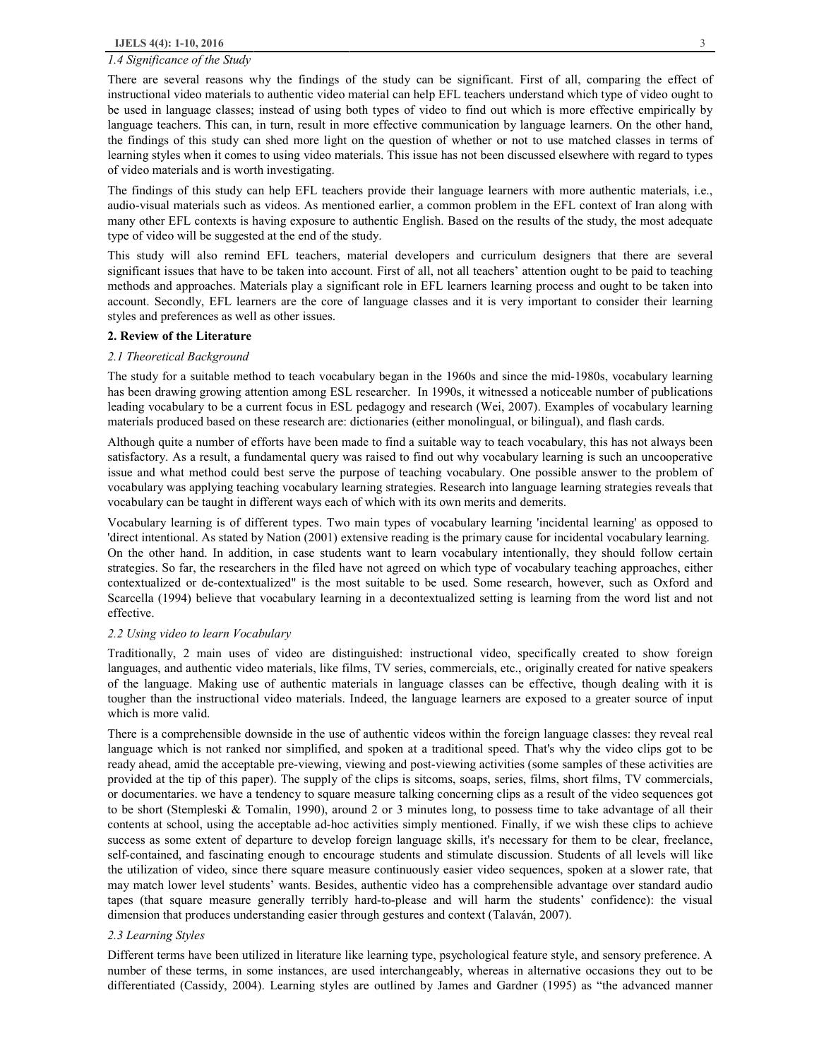### *1.4 Significance of the Study*

There are several reasons why the findings of the study can be significant. First of all, comparing the effect of instructional video materials to authentic video material can help EFL teachers understand which type of video ought to be used in language classes; instead of using both types of video to find out which is more effective empirically by language teachers. This can, in turn, result in more effective communication by language learners. On the other hand, the findings of this study can shed more light on the question of whether or not to use matched classes in terms of learning styles when it comes to using video materials. This issue has not been discussed elsewhere with regard to types of video materials and is worth investigating.

The findings of this study can help EFL teachers provide their language learners with more authentic materials, i.e., audio-visual materials such as videos. As mentioned earlier, a common problem in the EFL context of Iran along with many other EFL contexts is having exposure to authentic English. Based on the results of the study, the most adequate type of video will be suggested at the end of the study.

This study will also remind EFL teachers, material developers and curriculum designers that there are several significant issues that have to be taken into account. First of all, not all teachers' attention ought to be paid to teaching methods and approaches. Materials play a significant role in EFL learners learning process and ought to be taken into account. Secondly, EFL learners are the core of language classes and it is very important to consider their learning styles and preferences as well as other issues.

## 2. Review of the Literature

### *2.1 Theoretical Background*

The study for a suitable method to teach vocabulary began in the 1960s and since the mid-1980s, vocabulary learning has been drawing growing attention among ESL researcher. In 1990s, it witnessed a noticeable number of publications leading vocabulary to be a current focus in ESL pedagogy and research (Wei, 2007). Examples of vocabulary learning materials produced based on these research are: dictionaries (either monolingual, or bilingual), and flash cards.

Although quite a number of efforts have been made to find a suitable way to teach vocabulary, this has not always been satisfactory. As a result, a fundamental query was raised to find out why vocabulary learning is such an uncooperative issue and what method could best serve the purpose of teaching vocabulary. One possible answer to the problem of vocabulary was applying teaching vocabulary learning strategies. Research into language learning strategies reveals that vocabulary can be taught in different ways each of which with its own merits and demerits.

Vocabulary learning is of different types. Two main types of vocabulary learning 'incidental learning' as opposed to 'direct intentional. As stated by Nation (2001) extensive reading is the primary cause for incidental vocabulary learning. On the other hand. In addition, in case students want to learn vocabulary intentionally, they should follow certain strategies. So far, the researchers in the filed have not agreed on which type of vocabulary teaching approaches, either contextualized or de-contextualized" is the most suitable to be used. Some research, however, such as Oxford and Scarcella (1994) believe that vocabulary learning in a decontextualized setting is learning from the word list and not effective.

### *2.2 Using video to learn Vocabulary*

Traditionally, 2 main uses of video are distinguished: instructional video, specifically created to show foreign languages, and authentic video materials, like films, TV series, commercials, etc., originally created for native speakers of the language. Making use of authentic materials in language classes can be effective, though dealing with it is tougher than the instructional video materials. Indeed, the language learners are exposed to a greater source of input which is more valid.

There is a comprehensible downside in the use of authentic videos within the foreign language classes: they reveal real language which is not ranked nor simplified, and spoken at a traditional speed. That's why the video clips got to be ready ahead, amid the acceptable pre-viewing, viewing and post-viewing activities (some samples of these activities are provided at the tip of this paper). The supply of the clips is sitcoms, soaps, series, films, short films, TV commercials, or documentaries. we have a tendency to square measure talking concerning clips as a result of the video sequences got to be short (Stempleski & Tomalin, 1990), around 2 or 3 minutes long, to possess time to take advantage of all their contents at school, using the acceptable ad-hoc activities simply mentioned. Finally, if we wish these clips to achieve success as some extent of departure to develop foreign language skills, it's necessary for them to be clear, freelance, self-contained, and fascinating enough to encourage students and stimulate discussion. Students of all levels will like the utilization of video, since there square measure continuously easier video sequences, spoken at a slower rate, that may match lower level students' wants. Besides, authentic video has a comprehensible advantage over standard audio tapes (that square measure generally terribly hard-to-please and will harm the students' confidence): the visual dimension that produces understanding easier through gestures and context (Talaván, 2007).

### *2.3 Learning Styles*

Different terms have been utilized in literature like learning type, psychological feature style, and sensory preference. A number of these terms, in some instances, are used interchangeably, whereas in alternative occasions they out to be differentiated (Cassidy, 2004). Learning styles are outlined by James and Gardner (1995) as "the advanced manner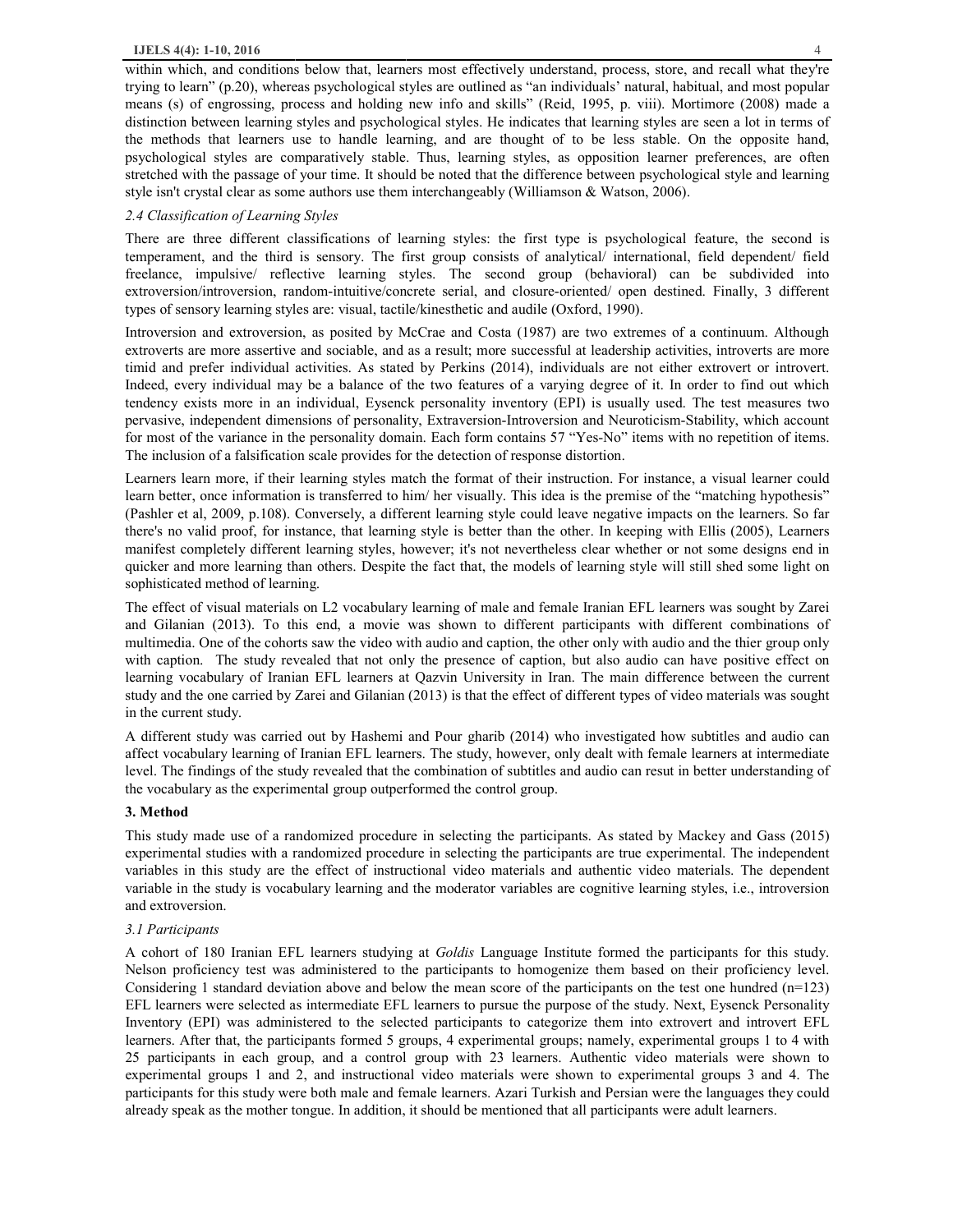within which, and conditions below that, learners most effectively understand, process, store, and recall what they're trying to learn" (p.20), whereas psychological styles are outlined as "an individuals' natural, habitual, and most popular means (s) of engrossing, process and holding new info and skills" (Reid, 1995, p. viii). Mortimore (2008) made a distinction between learning styles and psychological styles. He indicates that learning styles are seen a lot in terms of the methods that learners use to handle learning, and are thought of to be less stable. On the opposite hand, psychological styles are comparatively stable. Thus, learning styles, as opposition learner preferences, are often stretched with the passage of your time. It should be noted that the difference between psychological style and learning style isn't crystal clear as some authors use them interchangeably (Williamson & Watson, 2006).

### *2.4 Classification of Learning Styles*

There are three different classifications of learning styles: the first type is psychological feature, the second is temperament, and the third is sensory. The first group consists of analytical/ international, field dependent/ field freelance, impulsive/ reflective learning styles. The second group (behavioral) can be subdivided into extroversion/introversion, random-intuitive/concrete serial, and closure-oriented/ open destined. Finally, 3 different types of sensory learning styles are: visual, tactile/kinesthetic and audile (Oxford, 1990).

Introversion and extroversion, as posited by McCrae and Costa (1987) are two extremes of a continuum. Although extroverts are more assertive and sociable, and as a result; more successful at leadership activities, introverts are more timid and prefer individual activities. As stated by Perkins (2014), individuals are not either extrovert or introvert. Indeed, every individual may be a balance of the two features of a varying degree of it. In order to find out which tendency exists more in an individual, Eysenck personality inventory (EPI) is usually used. The test measures two pervasive, independent dimensions of personality, Extraversion-Introversion and Neuroticism-Stability, which account for most of the variance in the personality domain. Each form contains 57 "Yes-No" items with no repetition of items. The inclusion of a falsification scale provides for the detection of response distortion.

Learners learn more, if their learning styles match the format of their instruction. For instance, a visual learner could learn better, once information is transferred to him/ her visually. This idea is the premise of the "matching hypothesis" (Pashler et al, 2009, p.108). Conversely, a different learning style could leave negative impacts on the learners. So far there's no valid proof, for instance, that learning style is better than the other. In keeping with Ellis (2005), Learners manifest completely different learning styles, however; it's not nevertheless clear whether or not some designs end in quicker and more learning than others. Despite the fact that, the models of learning style will still shed some light on sophisticated method of learning.

The effect of visual materials on L2 vocabulary learning of male and female Iranian EFL learners was sought by Zarei and Gilanian (2013). To this end, a movie was shown to different participants with different combinations of multimedia. One of the cohorts saw the video with audio and caption, the other only with audio and the thier group only with caption. The study revealed that not only the presence of caption, but also audio can have positive effect on learning vocabulary of Iranian EFL learners at Qazvin University in Iran. The main difference between the current study and the one carried by Zarei and Gilanian (2013) is that the effect of different types of video materials was sought in the current study.

A different study was carried out by Hashemi and Pour gharib (2014) who investigated how subtitles and audio can affect vocabulary learning of Iranian EFL learners. The study, however, only dealt with female learners at intermediate level. The findings of the study revealed that the combination of subtitles and audio can resut in better understanding of the vocabulary as the experimental group outperformed the control group.

## 3. Method

This study made use of a randomized procedure in selecting the participants. As stated by Mackey and Gass (2015) experimental studies with a randomized procedure in selecting the participants are true experimental. The independent variables in this study are the effect of instructional video materials and authentic video materials. The dependent variable in the study is vocabulary learning and the moderator variables are cognitive learning styles, i.e., introversion and extroversion.

### *3.1 Participants*

A cohort of 180 Iranian EFL learners studying at *Goldis* Language Institute formed the participants for this study. Nelson proficiency test was administered to the participants to homogenize them based on their proficiency level. Considering 1 standard deviation above and below the mean score of the participants on the test one hundred (n=123) EFL learners were selected as intermediate EFL learners to pursue the purpose of the study. Next, Eysenck Personality Inventory (EPI) was administered to the selected participants to categorize them into extrovert and introvert EFL learners. After that, the participants formed 5 groups, 4 experimental groups; namely, experimental groups 1 to 4 with 25 participants in each group, and a control group with 23 learners. Authentic video materials were shown to experimental groups 1 and 2, and instructional video materials were shown to experimental groups 3 and 4. The participants for this study were both male and female learners. Azari Turkish and Persian were the languages they could already speak as the mother tongue. In addition, it should be mentioned that all participants were adult learners.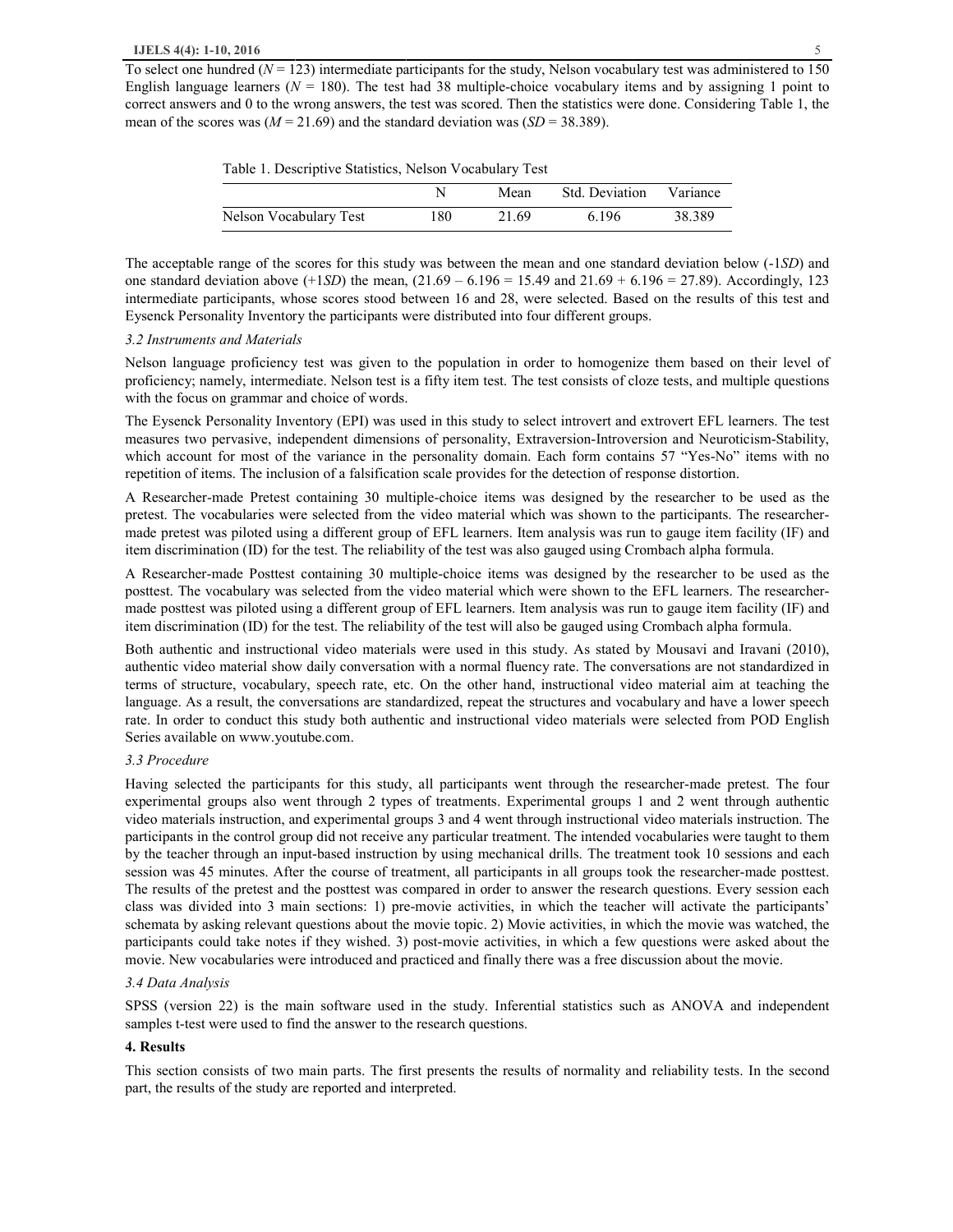To select one hundred ($N = 123$) intermediate participants for the study, Nelson vocabulary test was administered to 150 English language learners ($N = 180$). The test had 38 multiple-choice vocabulary items and by assigning 1 point to correct answers and 0 to the wrong answers, the test was scored. Then the statistics were done. Considering Table 1, the mean of the scores was ($M = 21.69$) and the standard deviation was ($SD = 38.389$).

Table 1. Descriptive Statistics, Nelson Vocabulary Test

| | N | Mean | Std. Deviation | Variance |
|---|---|---|---|---|
| Nelson Vocabulary Test | 180 | 21.69 | 6.196 | 38.389 |

The acceptable range of the scores for this study was between the mean and one standard deviation below (-1*SD*) and one standard deviation above (+1*SD*) the mean, (21.69 – 6.196 = 15.49 and 21.69 + 6.196 = 27.89). Accordingly, 123 intermediate participants, whose scores stood between 16 and 28, were selected. Based on the results of this test and Eysenck Personality Inventory the participants were distributed into four different groups.

### *3.2 Instruments and Materials*

Nelson language proficiency test was given to the population in order to homogenize them based on their level of proficiency; namely, intermediate. Nelson test is a fifty item test. The test consists of cloze tests, and multiple questions with the focus on grammar and choice of words.

The Eysenck Personality Inventory (EPI) was used in this study to select introvert and extrovert EFL learners. The test measures two pervasive, independent dimensions of personality, Extraversion-Introversion and Neuroticism-Stability, which account for most of the variance in the personality domain. Each form contains 57 "Yes-No" items with no repetition of items. The inclusion of a falsification scale provides for the detection of response distortion.

A Researcher-made Pretest containing 30 multiple-choice items was designed by the researcher to be used as the pretest. The vocabularies were selected from the video material which was shown to the participants. The researcher-made pretest was piloted using a different group of EFL learners. Item analysis was run to gauge item facility (IF) and item discrimination (ID) for the test. The reliability of the test was also gauged using Crombach alpha formula.

A Researcher-made Posttest containing 30 multiple-choice items was designed by the researcher to be used as the posttest. The vocabulary was selected from the video material which were shown to the EFL learners. The researcher-made posttest was piloted using a different group of EFL learners. Item analysis was run to gauge item facility (IF) and item discrimination (ID) for the test. The reliability of the test will also be gauged using Crombach alpha formula.

Both authentic and instructional video materials were used in this study. As stated by Mousavi and Iravani (2010), authentic video material show daily conversation with a normal fluency rate. The conversations are not standardized in terms of structure, vocabulary, speech rate, etc. On the other hand, instructional video material aim at teaching the language. As a result, the conversations are standardized, repeat the structures and vocabulary and have a lower speech rate. In order to conduct this study both authentic and instructional video materials were selected from POD English Series available on www.youtube.com.

### *3.3 Procedure*

Having selected the participants for this study, all participants went through the researcher-made pretest. The four experimental groups also went through 2 types of treatments. Experimental groups 1 and 2 went through authentic video materials instruction, and experimental groups 3 and 4 went through instructional video materials instruction. The participants in the control group did not receive any particular treatment. The intended vocabularies were taught to them by the teacher through an input-based instruction by using mechanical drills. The treatment took 10 sessions and each session was 45 minutes. After the course of treatment, all participants in all groups took the researcher-made posttest. The results of the pretest and the posttest was compared in order to answer the research questions. Every session each class was divided into 3 main sections: 1) pre-movie activities, in which the teacher will activate the participants' schemata by asking relevant questions about the movie topic. 2) Movie activities, in which the movie was watched, the participants could take notes if they wished. 3) post-movie activities, in which a few questions were asked about the movie. New vocabularies were introduced and practiced and finally there was a free discussion about the movie.

### *3.4 Data Analysis*

SPSS (version 22) is the main software used in the study. Inferential statistics such as ANOVA and independent samples t-test were used to find the answer to the research questions.

## 4. Results

This section consists of two main parts. The first presents the results of normality and reliability tests. In the second part, the results of the study are reported and interpreted.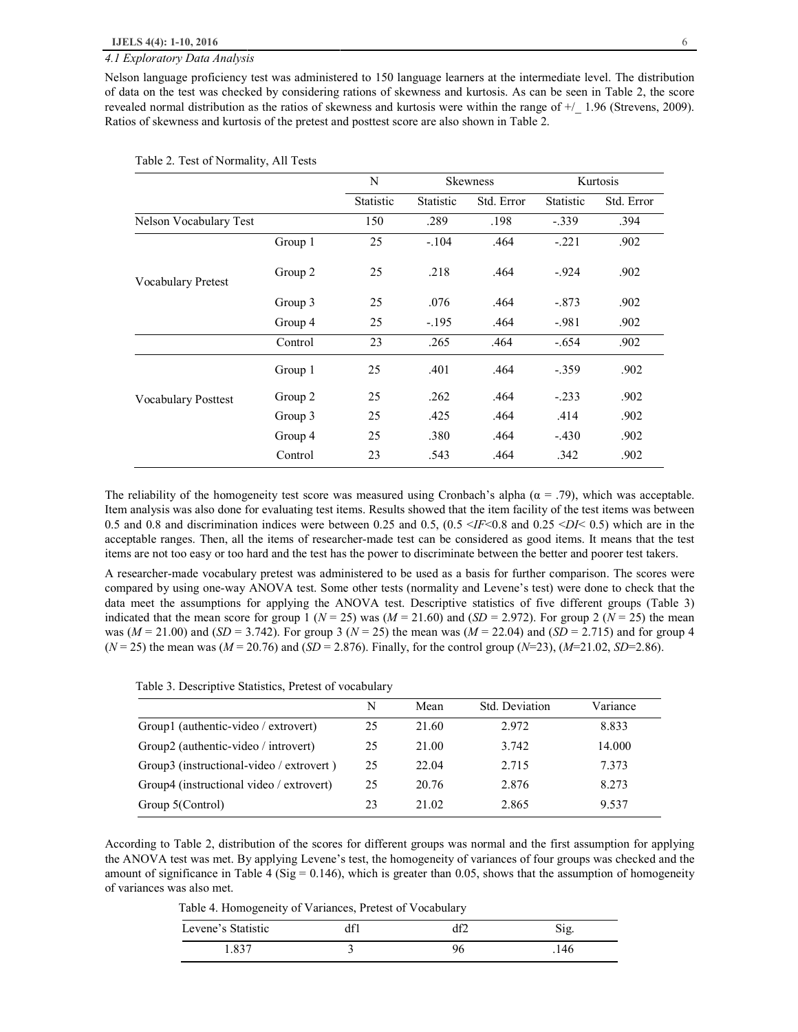### 4.1 Exploratory Data Analysis

Nelson language proficiency test was administered to 150 language learners at the intermediate level. The distribution of data on the test was checked by considering rations of skewness and kurtosis. As can be seen in Table 2, the score revealed normal distribution as the ratios of skewness and kurtosis were within the range of +/_ 1.96 (Strevens, 2009). Ratios of skewness and kurtosis of the pretest and posttest score are also shown in Table 2.

Table 2. Test of Normality, All Tests

| | | N | Skewness | | Kurtosis | |
|---|---|---|---|---|---|---|
| | | Statistic | Statistic | Std. Error | Statistic | Std. Error |
| Nelson Vocabulary Test | | 150 | .289 | .198 | -.339 | .394 |
| Vocabulary Pretest | Group 1 | 25 | -.104 | .464 | -.221 | .902 |
| | Group 2 | 25 | .218 | .464 | -.924 | .902 |
| | Group 3 | 25 | .076 | .464 | -.873 | .902 |
| | Group 4 | 25 | -.195 | .464 | -.981 | .902 |
| | Control | 23 | .265 | .464 | -.654 | .902 |
| Vocabulary Posttest | Group 1 | 25 | .401 | .464 | -.359 | .902 |
| | Group 2 | 25 | .262 | .464 | -.233 | .902 |
| | Group 3 | 25 | .425 | .464 | .414 | .902 |
| | Group 4 | 25 | .380 | .464 | -.430 | .902 |
| | Control | 23 | .543 | .464 | .342 | .902 |

The reliability of the homogeneity test score was measured using Cronbach's alpha ($\alpha = .79$), which was acceptable. Item analysis was also done for evaluating test items. Results showed that the item facility of the test items was between 0.5 and 0.8 and discrimination indices were between 0.25 and 0.5, ($0.5 < IF < 0.8$ and $0.25 < DI < 0.5$) which are in the acceptable ranges. Then, all the items of researcher-made test can be considered as good items. It means that the test items are not too easy or too hard and the test has the power to discriminate between the better and poorer test takers.

A researcher-made vocabulary pretest was administered to be used as a basis for further comparison. The scores were compared by using one-way ANOVA test. Some other tests (normality and Levene's test) were done to check that the data meet the assumptions for applying the ANOVA test. Descriptive statistics of five different groups (Table 3) indicated that the mean score for group 1 ($N = 25$) was ($M = 21.60$) and ($SD = 2.972$). For group 2 ($N = 25$) the mean was ($M = 21.00$) and ($SD = 3.742$). For group 3 ($N = 25$) the mean was ($M = 22.04$) and ($SD = 2.715$) and for group 4 ($N = 25$) the mean was ($M = 20.76$) and ($SD = 2.876$). Finally, for the control group ($N$=23), ($M$=21.02, $SD$=2.86).

Table 3. Descriptive Statistics, Pretest of vocabulary

| | N | Mean | Std. Deviation | Variance |
|---|---|---|---|---|
| Group1 (authentic-video / extrovert) | 25 | 21.60 | 2.972 | 8.833 |
| Group2 (authentic-video / introvert) | 25 | 21.00 | 3.742 | 14.000 |
| Group3 (instructional-video / extrovert ) | 25 | 22.04 | 2.715 | 7.373 |
| Group4 (instructional video / extrovert) | 25 | 20.76 | 2.876 | 8.273 |
| Group 5(Control) | 23 | 21.02 | 2.865 | 9.537 |

According to Table 2, distribution of the scores for different groups was normal and the first assumption for applying the ANOVA test was met. By applying Levene's test, the homogeneity of variances of four groups was checked and the amount of significance in Table 4 (Sig = 0.146), which is greater than 0.05, shows that the assumption of homogeneity of variances was also met.

Table 4. Homogeneity of Variances, Pretest of Vocabulary

| Levene's Statistic | df1 | df2 | Sig. |
|---|---|---|---|
| 1.837 | 3 | 96 | .146 |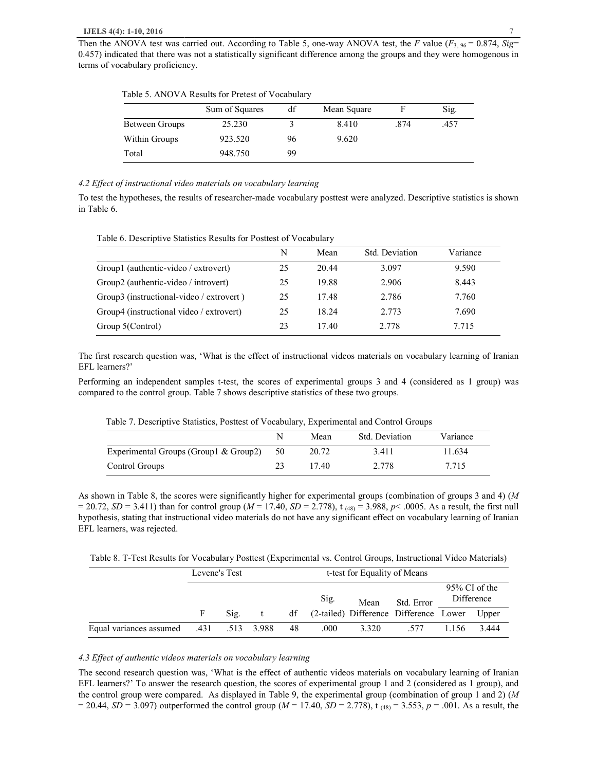Then the ANOVA test was carried out. According to Table 5, one-way ANOVA test, the $F$ value ($F_{3, 96} = 0.874$, $Sig = 0.457$) indicated that there was not a statistically significant difference among the groups and they were homogenous in terms of vocabulary proficiency.

Table 5. ANOVA Results for Pretest of Vocabulary

| | Sum of Squares | df | Mean Square | F | Sig. |
|---|---|---|---|---|---|
| Between Groups | 25.230 | 3 | 8.410 | .874 | .457 |
| Within Groups | 923.520 | 96 | 9.620 | | |
| Total | 948.750 | 99 | | | |

### *4.2 Effect of instructional video materials on vocabulary learning*

To test the hypotheses, the results of researcher-made vocabulary posttest were analyzed. Descriptive statistics is shown in Table 6.

Table 6. Descriptive Statistics Results for Posttest of Vocabulary

| | N | Mean | Std. Deviation | Variance |
|---|---|---|---|---|
| Group1 (authentic-video / extrovert) | 25 | 20.44 | 3.097 | 9.590 |
| Group2 (authentic-video / introvert) | 25 | 19.88 | 2.906 | 8.443 |
| Group3 (instructional-video / extrovert ) | 25 | 17.48 | 2.786 | 7.760 |
| Group4 (instructional video / extrovert) | 25 | 18.24 | 2.773 | 7.690 |
| Group 5(Control) | 23 | 17.40 | 2.778 | 7.715 |

The first research question was, 'What is the effect of instructional videos materials on vocabulary learning of Iranian EFL learners?'

Performing an independent samples t-test, the scores of experimental groups 3 and 4 (considered as 1 group) was compared to the control group. Table 7 shows descriptive statistics of these two groups.

Table 7. Descriptive Statistics, Posttest of Vocabulary, Experimental and Control Groups

| | N | Mean | Std. Deviation | Variance |
|---|---|---|---|---|
| Experimental Groups (Group1 & Group2) | 50 | 20.72 | 3.411 | 11.634 |
| Control Groups | 23 | 17.40 | 2.778 | 7.715 |

As shown in Table 8, the scores were significantly higher for experimental groups (combination of groups 3 and 4) ($M = 20.72$, $SD = 3.411$) than for control group ($M = 17.40$, $SD = 2.778$), $t_{(48)} = 3.988$, $p < .0005$. As a result, the first null hypothesis, stating that instructional video materials do not have any significant effect on vocabulary learning of Iranian EFL learners, was rejected.

Table 8. T-Test Results for Vocabulary Posttest (Experimental vs. Control Groups, Instructional Video Materials)

| | Levene's Test | | t-test for Equality of Means | | | | | | |
|---|---|---|---|---|---|---|---|---|---|
| | | | | | | | | 95% CI of the Difference | |
| | F | Sig. | t | df | Sig. (2-tailed) | Mean Difference | Std. Error Difference | Lower | Upper |
| Equal variances assumed | .431 | .513 | 3.988 | 48 | .000 | 3.320 | .577 | 1.156 | 3.444 |

### *4.3 Effect of authentic videos materials on vocabulary learning*

The second research question was, 'What is the effect of authentic videos materials on vocabulary learning of Iranian EFL learners?' To answer the research question, the scores of experimental group 1 and 2 (considered as 1 group), and the control group were compared. As displayed in Table 9, the experimental group (combination of group 1 and 2) ($M = 20.44$, $SD = 3.097$) outperformed the control group ($M = 17.40$, $SD = 2.778$), $t_{(48)} = 3.553$, $p = .001$. As a result, the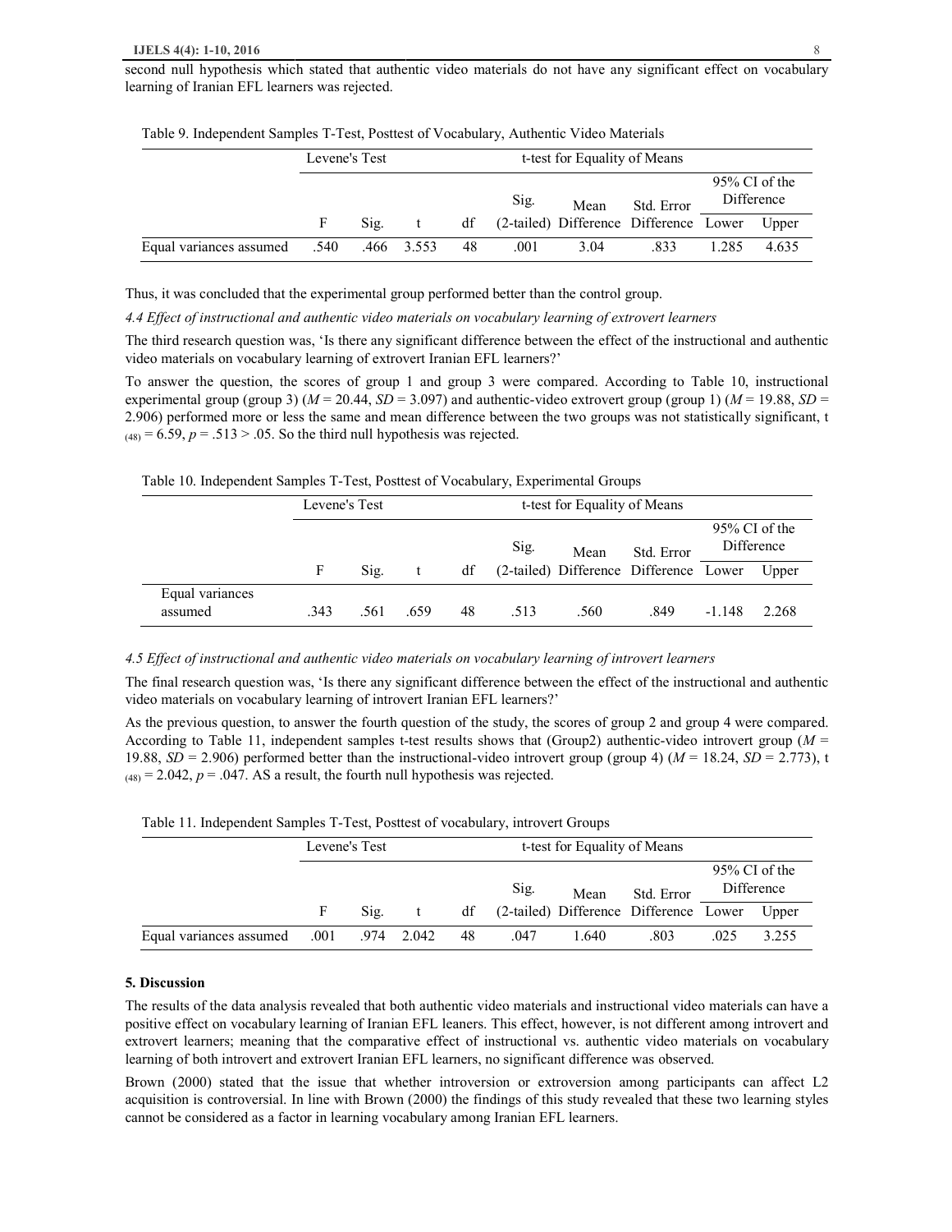second null hypothesis which stated that authentic video materials do not have any significant effect on vocabulary learning of Iranian EFL learners was rejected.

Table 9. Independent Samples T-Test, Posttest of Vocabulary, Authentic Video Materials

| | Levene's Test | | t-test for Equality of Means | | | | | | |
|---|---|---|---|---|---|---|---|---|---|
| | | | | | | | | 95% CI of the Difference | |
| | F | Sig. | t | df | Sig. (2-tailed) | Mean Difference | Std. Error Difference | Lower | Upper |
| Equal variances assumed | .540 | .466 | 3.553 | 48 | .001 | 3.04 | .833 | 1.285 | 4.635 |

Thus, it was concluded that the experimental group performed better than the control group.

*4.4 Effect of instructional and authentic video materials on vocabulary learning of extrovert learners*

The third research question was, 'Is there any significant difference between the effect of the instructional and authentic video materials on vocabulary learning of extrovert Iranian EFL learners?'

To answer the question, the scores of group 1 and group 3 were compared. According to Table 10, instructional experimental group (group 3) ($M$ = 20.44, $SD$ = 3.097) and authentic-video extrovert group (group 1) ($M$ = 19.88, $SD$ = 2.906) performed more or less the same and mean difference between the two groups was not statistically significant, $t_{(48)} = 6.59$, $p = .513 > .05$. So the third null hypothesis was rejected.

Table 10. Independent Samples T-Test, Posttest of Vocabulary, Experimental Groups

| | Levene's Test | | t-test for Equality of Means | | | | | | |
|---|---|---|---|---|---|---|---|---|---|
| | | | | | | | | 95% CI of the Difference | |
| | F | Sig. | t | df | Sig. (2-tailed) | Mean Difference | Std. Error Difference | Lower | Upper |
| Equal variances assumed | .343 | .561 | .659 | 48 | .513 | .560 | .849 | -1.148 | 2.268 |

*4.5 Effect of instructional and authentic video materials on vocabulary learning of introvert learners*

The final research question was, 'Is there any significant difference between the effect of the instructional and authentic video materials on vocabulary learning of introvert Iranian EFL learners?'

As the previous question, to answer the fourth question of the study, the scores of group 2 and group 4 were compared. According to Table 11, independent samples t-test results shows that (Group2) authentic-video introvert group ($M$ = 19.88, $SD$ = 2.906) performed better than the instructional-video introvert group (group 4) ($M$ = 18.24, $SD$ = 2.773), $t_{(48)} = 2.042$, $p = .047$. AS a result, the fourth null hypothesis was rejected.

Table 11. Independent Samples T-Test, Posttest of vocabulary, introvert Groups

| | Levene's Test | | t-test for Equality of Means | | | | | | |
|---|---|---|---|---|---|---|---|---|---|
| | | | | | | | | 95% CI of the Difference | |
| | F | Sig. | t | df | Sig. (2-tailed) | Mean Difference | Std. Error Difference | Lower | Upper |
| Equal variances assumed | .001 | .974 | 2.042 | 48 | .047 | 1.640 | .803 | .025 | 3.255 |

## 5. Discussion

The results of the data analysis revealed that both authentic video materials and instructional video materials can have a positive effect on vocabulary learning of Iranian EFL leaners. This effect, however, is not different among introvert and extrovert learners; meaning that the comparative effect of instructional vs. authentic video materials on vocabulary learning of both introvert and extrovert Iranian EFL learners, no significant difference was observed.

Brown (2000) stated that the issue that whether introversion or extroversion among participants can affect L2 acquisition is controversial. In line with Brown (2000) the findings of this study revealed that these two learning styles cannot be considered as a factor in learning vocabulary among Iranian EFL learners.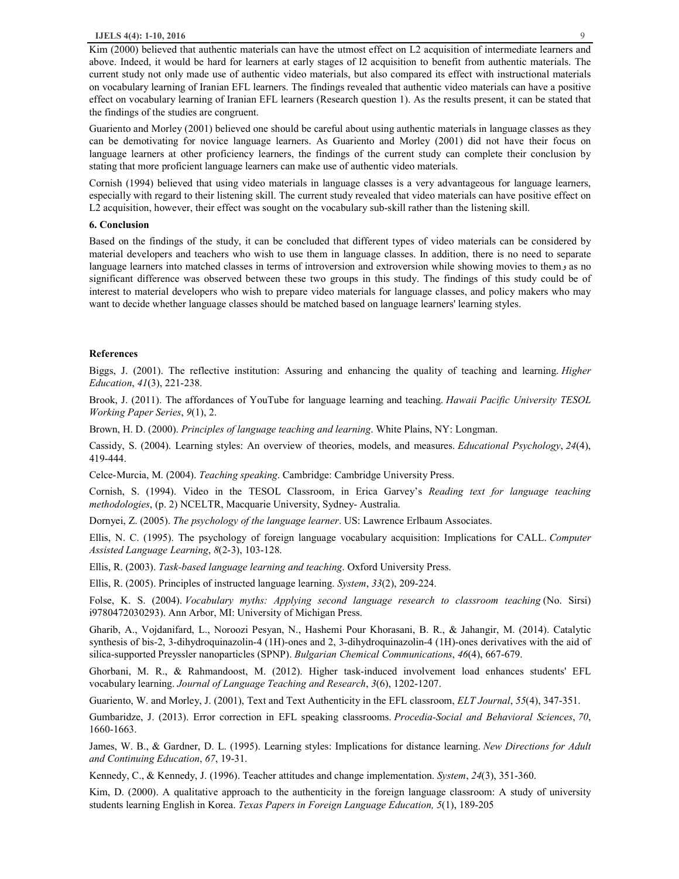Kim (2000) believed that authentic materials can have the utmost effect on L2 acquisition of intermediate learners and above. Indeed, it would be hard for learners at early stages of l2 acquisition to benefit from authentic materials. The current study not only made use of authentic video materials, but also compared its effect with instructional materials on vocabulary learning of Iranian EFL learners. The findings revealed that authentic video materials can have a positive effect on vocabulary learning of Iranian EFL learners (Research question 1). As the results present, it can be stated that the findings of the studies are congruent.

Guariento and Morley (2001) believed one should be careful about using authentic materials in language classes as they can be demotivating for novice language learners. As Guariento and Morley (2001) did not have their focus on language learners at other proficiency learners, the findings of the current study can complete their conclusion by stating that more proficient language learners can make use of authentic video materials.

Cornish (1994) believed that using video materials in language classes is a very advantageous for language learners, especially with regard to their listening skill. The current study revealed that video materials can have positive effect on L2 acquisition, however, their effect was sought on the vocabulary sub-skill rather than the listening skill.

## 6. Conclusion

Based on the findings of the study, it can be concluded that different types of video materials can be considered by material developers and teachers who wish to use them in language classes. In addition, there is no need to separate language learners into matched classes in terms of introversion and extroversion while showing movies to them، as no significant difference was observed between these two groups in this study. The findings of this study could be of interest to material developers who wish to prepare video materials for language classes, and policy makers who may want to decide whether language classes should be matched based on language learners' learning styles.

## References

Biggs, J. (2001). The reflective institution: Assuring and enhancing the quality of teaching and learning. *Higher Education*, *41*(3), 221-238.

Brook, J. (2011). The affordances of YouTube for language learning and teaching. *Hawaii Pacific University TESOL Working Paper Series*, *9*(1), 2.

Brown, H. D. (2000). *Principles of language teaching and learning*. White Plains, NY: Longman.

Cassidy, S. (2004). Learning styles: An overview of theories, models, and measures. *Educational Psychology*, *24*(4), 419-444.

Celce-Murcia, M. (2004). *Teaching speaking*. Cambridge: Cambridge University Press.

Cornish, S. (1994). Video in the TESOL Classroom, in Erica Garvey's *Reading text for language teaching methodologies*, (p. 2) NCELTR, Macquarie University, Sydney- Australia.

Dornyei, Z. (2005). *The psychology of the language learner*. US: Lawrence Erlbaum Associates.

Ellis, N. C. (1995). The psychology of foreign language vocabulary acquisition: Implications for CALL. *Computer Assisted Language Learning*, *8*(2-3), 103-128.

Ellis, R. (2003). *Task-based language learning and teaching*. Oxford University Press.

Ellis, R. (2005). Principles of instructed language learning. *System*, *33*(2), 209-224.

Folse, K. S. (2004). *Vocabulary myths: Applying second language research to classroom teaching* (No. Sirsi) i9780472030293). Ann Arbor, MI: University of Michigan Press.

Gharib, A., Vojdanifard, L., Noroozi Pesyan, N., Hashemi Pour Khorasani, B. R., & Jahangir, M. (2014). Catalytic synthesis of bis-2, 3-dihydroquinazolin-4 (1H)-ones and 2, 3-dihydroquinazolin-4 (1H)-ones derivatives with the aid of silica-supported Preyssler nanoparticles (SPNP). *Bulgarian Chemical Communications*, *46*(4), 667-679.

Ghorbani, M. R., & Rahmandoost, M. (2012). Higher task-induced involvement load enhances students' EFL vocabulary learning. *Journal of Language Teaching and Research*, *3*(6), 1202-1207.

Guariento, W. and Morley, J. (2001), Text and Text Authenticity in the EFL classroom, *ELT Journal*, *55*(4), 347-351.

Gumbaridze, J. (2013). Error correction in EFL speaking classrooms. *Procedia-Social and Behavioral Sciences*, *70*, 1660-1663.

James, W. B., & Gardner, D. L. (1995). Learning styles: Implications for distance learning. *New Directions for Adult and Continuing Education*, *67*, 19-31.

Kennedy, C., & Kennedy, J. (1996). Teacher attitudes and change implementation. *System*, *24*(3), 351-360.

Kim, D. (2000). A qualitative approach to the authenticity in the foreign language classroom: A study of university students learning English in Korea. *Texas Papers in Foreign Language Education, 5*(1), 189-205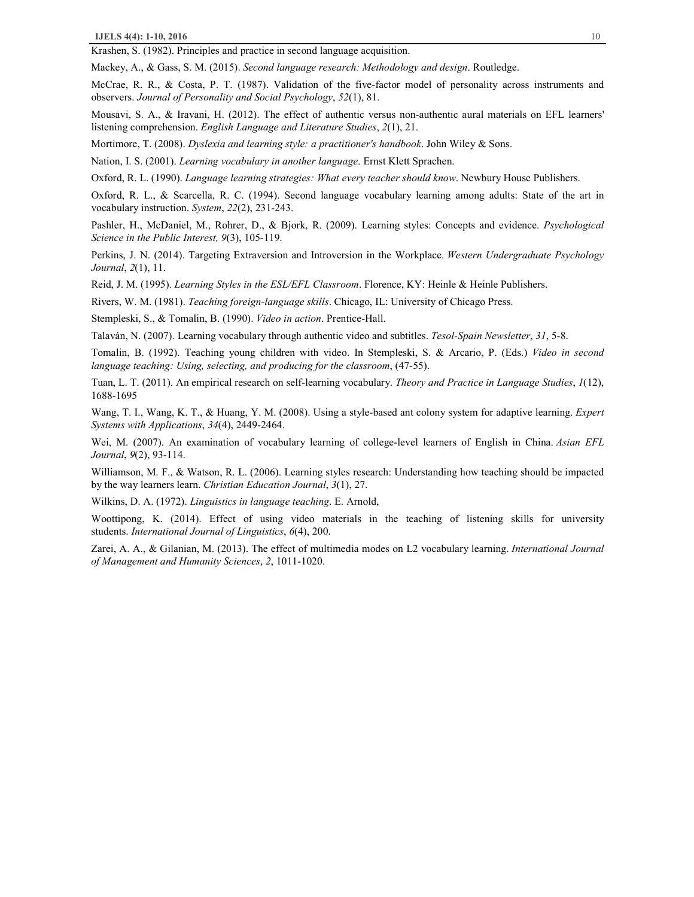Krashen, S. (1982). Principles and practice in second language acquisition.

Mackey, A., & Gass, S. M. (2015). *Second language research: Methodology and design*. Routledge.

McCrae, R. R., & Costa, P. T. (1987). Validation of the five-factor model of personality across instruments and observers. *Journal of Personality and Social Psychology*, *52*(1), 81.

Mousavi, S. A., & Iravani, H. (2012). The effect of authentic versus non-authentic aural materials on EFL learners' listening comprehension. *English Language and Literature Studies*, *2*(1), 21.

Mortimore, T. (2008). *Dyslexia and learning style: a practitioner's handbook*. John Wiley & Sons.

Nation, I. S. (2001). *Learning vocabulary in another language*. Ernst Klett Sprachen.

Oxford, R. L. (1990). *Language learning strategies: What every teacher should know*. Newbury House Publishers.

Oxford, R. L., & Scarcella, R. C. (1994). Second language vocabulary learning among adults: State of the art in vocabulary instruction. *System*, *22*(2), 231-243.

Pashler, H., McDaniel, M., Rohrer, D., & Bjork, R. (2009). Learning styles: Concepts and evidence. *Psychological Science in the Public Interest, 9*(3), 105-119.

Perkins, J. N. (2014). Targeting Extraversion and Introversion in the Workplace. *Western Undergraduate Psychology Journal*, *2*(1), 11.

Reid, J. M. (1995). *Learning Styles in the ESL/EFL Classroom*. Florence, KY: Heinle & Heinle Publishers.

Rivers, W. M. (1981). *Teaching foreign-language skills*. Chicago, IL: University of Chicago Press.

Stempleski, S., & Tomalin, B. (1990). *Video in action*. Prentice-Hall.

Talaván, N. (2007). Learning vocabulary through authentic video and subtitles. *Tesol-Spain Newsletter*, *31*, 5-8.

Tomalin, B. (1992). Teaching young children with video. In Stempleski, S. & Arcario, P. (Eds.) *Video in second language teaching: Using, selecting, and producing for the classroom*, (47-55).

Tuan, L. T. (2011). An empirical research on self-learning vocabulary. *Theory and Practice in Language Studies*, *1*(12), 1688-1695

Wang, T. I., Wang, K. T., & Huang, Y. M. (2008). Using a style-based ant colony system for adaptive learning. *Expert Systems with Applications*, *34*(4), 2449-2464.

Wei, M. (2007). An examination of vocabulary learning of college-level learners of English in China. *Asian EFL Journal*, *9*(2), 93-114.

Williamson, M. F., & Watson, R. L. (2006). Learning styles research: Understanding how teaching should be impacted by the way learners learn. *Christian Education Journal*, *3*(1), 27.

Wilkins, D. A. (1972). *Linguistics in language teaching*. E. Arnold,

Woottipong, K. (2014). Effect of using video materials in the teaching of listening skills for university students. *International Journal of Linguistics*, *6*(4), 200.

Zarei, A. A., & Gilanian, M. (2013). The effect of multimedia modes on L2 vocabulary learning. *International Journal of Management and Humanity Sciences*, *2*, 1011-1020.